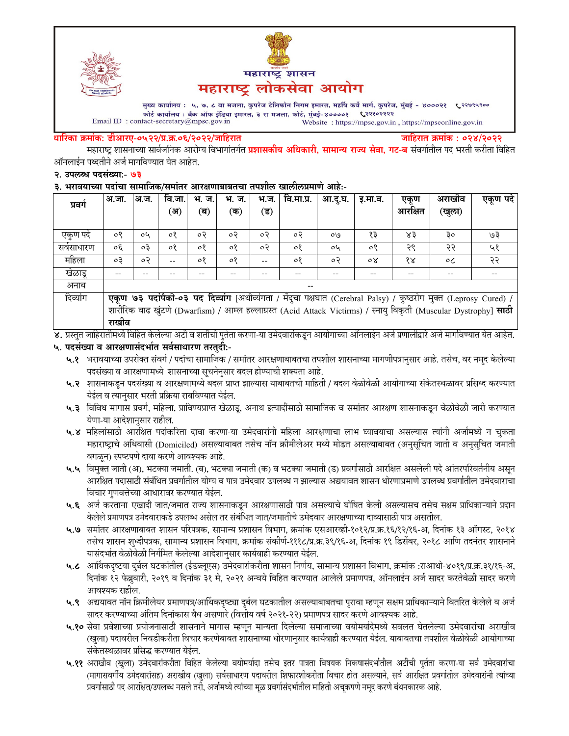# महाराष्ट्र शासन

# महाराष्ट्र लोकसेवा आयोग

मुख्य कार्यालय : ५, ७, ८ वा मजला, कुपरेज टेलिफोन निगम इमारत, महर्षि कर्वे मार्ग, कुपरेज, मुंबई - ४०००२१ ☎२२७९५९००
फोर्ट कार्यालय : बँक ऑफ इंडिया इमारत, ३ रा मजला, फोर्ट, मुंबई-४००००१ ☎२२१०२२२२
Email ID : contact-secretary@mpsc.gov.in Website : https://mpsc.gov.in , https://mpsconline.gov.in

**धारिका क्रमांक: डीआरए-०५२२/प्र.क्र.०६/२०२२/जाहिरात** **जाहिरात क्रमांक : ०२४/२०२२**

महाराष्ट्र शासनाच्या सार्वजनिक आरोग्य विभागांतर्गत **प्रशासकीय अधिकारी, सामान्य राज्य सेवा, गट-ब** संवर्गातील पद भरती करीता विहित ऑनलाईन पध्दतीने अर्ज मागविण्यात येत आहेत.

**२. उपलब्ध पदसंख्या:- ७३**

**३. भरावयाच्या पदांचा सामाजिक/समांतर आरक्षणाबाबतचा तपशील खालीलप्रमाणे आहे:-**

| प्रवर्ग | अ.जा. | अ.ज. | वि.जा. (अ) | भ. ज. (ब) | भ. ज. (क) | भ.ज. (ड) | वि.मा.प्र. | आ.दु.घ. | इ.मा.व. | एकुण आरक्षित | अराखीव (खुला) | एकुण पदे |
|---|---|---|---|---|---|---|---|---|---|---|---|---|
| एकुण पदे | ०९ | ०५ | ०१ | ०२ | ०२ | ०२ | ०२ | ०७ | १३ | ४३ | ३० | ७३ |
| सर्वसाधारण | ०६ | ०३ | ०१ | ०१ | ०१ | ०२ | ०१ | ०५ | ०९ | २९ | २२ | ५१ |
| महिला | ०३ | ०२ | -- | ०१ | ०१ | -- | ०१ | ०२ | ०४ | १४ | ०८ | २२ |
| खेळाडू | -- | -- | -- | -- | -- | -- | -- | -- | -- | -- | -- | -- |
| अनाथ | -- | | | | | | | | | | | |
| दिव्यांग | **एकुण ७३ पदांपैकी-०३ पद दिव्यांग** [अधीव्यंगता / मेंदुचा पक्षघात (Cerebral Palsy) / कुष्ठरोग मुक्त (Leprosy Cured) / शारीरिक वाढ खुंटणे (Dwarfism) / आम्ल हल्लाग्रस्त (Acid Attack Victirms) / स्नायु विकृती (Muscular Dystrophy] **साठी राखीव** | | | | | | | | | | | |

४. प्रस्तुत जाहिरातीमध्ये विहित केलेल्या अटी व शर्तीची पुर्तता करणा-या उमेदवारांकडून आयोगाच्या ऑनलाईन अर्ज प्रणालीद्वारे अर्ज मागविण्यात येत आहेत.

**५. पदसंख्या व आरक्षणासंदर्भात सर्वसाधारण तरतुदी:-**

**५.१** भरावयाच्या उपरोक्त संवर्ग / पदांचा सामाजिक / समांतर आरक्षणाबाबतचा तपशील शासनाच्या मागणीपत्रानुसार आहे. तसेच, वर नमूद केलेल्या पदसंख्या व आरक्षणामध्ये शासनाच्या सूचनेनुसार बदल होण्याची शक्यता आहे.

**५.२** शासनाकडून पदसंख्या व आरक्षणामध्ये बदल प्राप्त झाल्यास याबाबतची माहिती / बदल वेळोवेळी आयोगाच्या संकेतस्थळावर प्रसिध्द करण्यात येईल व त्यानुसार भरती प्रक्रिया राबविण्यात येईल.

**५.३** विविध मागास प्रवर्ग, महिला, प्राविण्यप्राप्त खेळाडू, अनाथ इत्यादींसाठी सामाजिक व समांतर आरक्षण शासनाकडून वेळोवेळी जारी करण्यात येणा-या आदेशानुसार राहील.

**५.४** महिलांसाठी आरक्षित पदांकरिता दावा करणा-या उमेदवारांनी महिला आरक्षणाचा लाभ घ्यावयाचा असल्यास त्यांनी अर्जामध्ये न चुकता महाराष्ट्राचे अधिवासी (Domiciled) असल्याबाबत तसेच नॉन क्रीमीलेअर मध्ये मोडत असल्याबाबत (अनुसूचित जाती व अनुसूचित जमाती वगळून) स्पष्टपणे दावा करणे आवश्यक आहे.

**५.५** विमुक्त जाती (अ), भटक्या जमाती. (ब), भटक्या जमाती (क) व भटक्या जमाती (ड) प्रवर्गासाठी आरक्षित असलेली पदे आंतरपरिवर्तनीय असून आरक्षित पदासाठी संबंधित प्रवर्गातील योग्य व पात्र उमेदवार उपलब्ध न झाल्यास अद्ययावत शासन धोरणाप्रमाणे उपलब्ध प्रवर्गातील उमेदवाराचा विचार गुणवत्तेच्या आधारावर करण्यात येईल.

**५.६** अर्ज करताना एखादी जात/जमात राज्य शासनाकडून आरक्षणासाठी पात्र असल्याचे घोषित केली असल्यासच तसेच सक्षम प्राधिकाऱ्याने प्रदान केलेले प्रमाणपत्र उमेदवाराकडे उपलब्ध असेल तर संबंधित जात/जमातीचे उमेदवार आरक्षणाच्या दाव्यासाठी पात्र असतील.

**५.७** समांतर आरक्षणाबाबत शासन परिपत्रक, सामान्य प्रशासन विभाग, क्रमांक एसआरव्ही-१०१२/प्र.क्र.१६/१२/१६-अ, दिनांक १३ ऑगस्ट, २०१४ तसेच शासन शुध्दीपत्रक, सामान्य प्रशासन विभाग, क्रमांक संकीर्ण-१११८/प्र.क्र.३९/१६-अ, दिनांक १९ डिसेंबर, २०१८ आणि तदनंतर शासनाने यासंदर्भात वेळोवेळी निर्गमित केलेल्या आदेशानुसार कार्यवाही करण्यात येईल.

**५.८** आर्थिकदृष्टया दुर्बल घटकांतील (ईडब्लूएस) उमेदवारांकरीता शासन निर्णय, सामान्य प्रशासन विभाग, क्रमांक :राआधो-४०१९/प्र.क्र.३१/१६-अ, दिनांक १२ फेब्रुवारी, २०१९ व दिनांक ३१ मे, २०२१ अन्वये विहित करण्यात आलेले प्रमाणपत्र, ऑनलाईन अर्ज सादर करतेवेळी सादर करणे आवश्यक राहील.

**५.९** अद्ययावत नॉन क्रिमीलेयर प्रमाणपत्र/आर्थिकदृष्ट्या दुर्बल घटकातील असल्याबाबतचा पुरावा म्हणून सक्षम प्राधिकाऱ्याने वितरित केलेले व अर्ज सादर करण्याच्या अंतिम दिनांकास वैध असणारे (वित्तीय वर्ष २०२१-२२) प्रमाणपत्र सादर करणे आवश्यक आहे.

**५.१०** सेवा प्रवेशाच्या प्रयोजनासाठी शासनाने मागास म्हणून मान्यता दिलेल्या समाजाच्या वयोमर्यादेमध्ये सवलत घेतलेल्या उमेदवारांचा अराखीव (खुला) पदावरील निवडीकरीता विचार करणेबाबत शासनाच्या धोरणानुसार कार्यवाही करण्यात येईल. याबाबतचा तपशील वेळोवेळी आयोगाच्या संकेतस्थळावर प्रसिद्ध करण्यात येईल.

**५.११** अराखीव (खुला) उमेदवारांकरीता विहित केलेल्या वयोमर्यादा तसेच इतर पात्रता विषयक निकषासंदर्भातील अटींची पुर्तता करणा-या सर्व उमेदवारांचा (मागासवर्गीय उमेदवारांसह) अराखीव (खुला) सर्वसाधारण पदावरील शिफारशीकरीता विचार होत असल्याने, सर्व आरक्षित प्रवर्गातील उमेदवारांनी त्यांच्या प्रवर्गासाठी पद आरक्षित/उपलब्ध नसले तरी, अर्जामध्ये त्यांच्या मूळ प्रवर्गासंदर्भातील माहिती अचूकपणे नमूद करणे बंधनकारक आहे.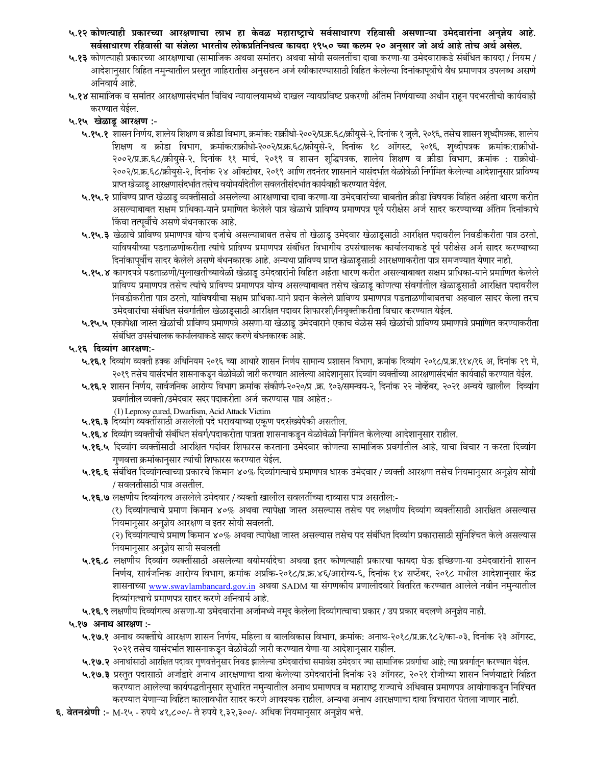**५.१२ कोणत्याही प्रकारच्या आरक्षणाचा लाभ हा केवळ महाराष्ट्राचे सर्वसाधारण रहिवासी असणाऱ्या उमेदवारांना अनुज्ञेय आहे. सर्वसाधारण रहिवासी या संज्ञेला भारतीय लोकप्रतिनिधत्व कायदा १९५० च्या कलम २० अनुसार जो अर्थ आहे तोच अर्थ असेल.**

**५.१३** कोणत्याही प्रकारच्या आरक्षणाचा (सामाजिक अथवा समांतर) अथवा सोयी सवलतींचा दावा करणा-या उमेदवाराकडे संबंधित कायदा / नियम / आदेशानुसार विहित नमुन्यातील प्रस्तुत जाहिरातीस अनुसरुन अर्ज स्वीकारण्यासाठी विहित केलेल्या दिनांकापूर्वीचे वैध प्रमाणपत्र उपलब्ध असणे अनिवार्य आहे.

**५.१४** सामाजिक व समांतर आरक्षणासंदर्भात विविध न्यायालयामध्ये दाखल न्यायप्रविष्ट प्रकरणी अंतिम निर्णयाच्या अधीन राहून पदभरतीची कार्यवाही करण्यात येईल.

**५.१५ खेळाडू आरक्षण :-**

**५.१५.१** शासन निर्णय, शालेय शिक्षण व क्रीडा विभाग, क्रमांक: राक्रीधो-२००२/प्र.क्र.६८/क्रीयुसे-२, दिनांक १ जुलै, २०१६, तसेच शासन शुध्दीपत्रक, शालेय शिक्षण व क्रीडा विभाग, क्रमांक:राक्रीधो-२००२/प्र.क्र.६८/क्रीयुसे-२, दिनांक १८ ऑगस्ट, २०१६, शुध्दीपत्रक क्रमांक:राक्रीधो-२००२/प्र.क्र.६८/क्रीयुसे-२, दिनांक ११ मार्च, २०१९ व शासन शुद्धिपत्रक, शालेय शिक्षण व क्रीडा विभाग, क्रमांक : राक्रीधो-२००२/प्र.क्र.६८/क्रीयुसे-२, दिनांक २४ ऑक्टोबर, २०१९ आणि तदनंतर शासनाने यासंदर्भात वेळोवेळी निर्गमित केलेल्या आदेशानुसार प्राविण्य प्राप्त खेळाडू आरक्षणासंदर्भात तसेच वयोमर्यादेतील सवलतीसंदर्भात कार्यवाही करण्यात येईल.

**५.१५.२** प्राविण्य प्राप्त खेळाडू व्यक्तींसाठी असलेल्या आरक्षणाचा दावा करणा-या उमेदवारांच्या बाबतीत क्रीडा विषयक विहित अर्हता धारण करीत असल्याबाबत सक्षम प्राधिका-याने प्रमाणित केलेले पात्र खेळाचे प्राविण्य प्रमाणपत्र पूर्व परीक्षेस अर्ज सादर करण्याच्या अंतिम दिनांकाचे किंवा तत्पूर्वीचे असणे बंधनकारक आहे.

**५.१५.३** खेळाचे प्राविण्य प्रमाणपत्र योग्य दर्जाचे असल्याबाबत तसेच तो खेळाडू उमेदवार खेळाडूसाठी आरक्षित पदावरील निवडीकरीता पात्र ठरतो, याविषयीच्या पडताळणीकरीता त्यांचे प्राविण्य प्रमाणपत्र संबंधित विभागीय उपसंचालक कार्यालयाकडे पूर्व परीक्षेस अर्ज सादर करण्याच्या दिनांकापूर्वीच सादर केलेले असणे बंधनकारक आहे. अन्यथा प्राविण्य प्राप्त खेळाडूसाठी आरक्षणाकरीता पात्र समजण्यात येणार नाही.

**५.१५.४** कागदपत्रे पडताळणी/मुलाखतीच्यावेळी खेळाडू उमेदवारांनी विहित अर्हता धारण करीत असल्याबाबत सक्षम प्राधिका-याने प्रमाणित केलेले प्राविण्य प्रमाणपत्र तसेच त्यांचे प्राविण्य प्रमाणपत्र योग्य असल्याबाबत तसेच खेळाडू कोणत्या संवर्गातील खेळाडूसाठी आरक्षित पदावरील निवडीकरीता पात्र ठरतो, याविषयीचा सक्षम प्राधिका-याने प्रदान केलेले प्राविण्य प्रमाणपत्र पडताळणीबाबतचा अहवाल सादर केला तरच उमेदवारांचा संबंधित संवर्गातील खेळाडूसाठी आरक्षित पदावर शिफारशी/नियुक्तीकरीता विचार करण्यात येईल.

**५.१५.५** एकापेक्षा जास्त खेळांची प्राविण्य प्रमाणपत्रे असणा-या खेळाडू उमेदवाराने एकाच वेळेस सर्व खेळांची प्राविण्य प्रमाणपत्रे प्रमाणित करण्याकरीता संबंधित उपसंचालक कार्यालयाकडे सादर करणे बंधनकारक आहे.

**५.१६ दिव्यांग आरक्षण:-**

**५.१६.१** दिव्यांग व्यक्ती हक्क अधिनियम २०१६ च्या आधारे शासन निर्णय सामान्य प्रशासन विभाग, क्रमांक दिव्यांग २०१८/प्र.क्र.११४/१६ अ, दिनांक २९ मे, २०१९ तसेच यासंदर्भात शासनाकडून वेळोवेळी जारी करण्यात आलेल्या आदेशानुसार दिव्यांग व्यक्तींच्या आरक्षणासंदर्भात कार्यवाही करण्यात येईल.

**५.१६.२** शासन निर्णय, सार्वजनिक आरोग्य विभाग क्रमांक संकीर्ण-२०२०/प्र .क्र. १०३/समन्वय-२, दिनांक २२ नोव्हेंबर, २०२१ अन्वये खालील दिव्यांग प्रवर्गातील व्यक्ती /उमेदवार सदर पदाकरीता अर्ज करण्यास पात्र आहेत :-

(1) Leprosy cured, Dwarfism, Acid Attack Victim

**५.१६.३** दिव्यांग व्यक्तींसाठी असलेली पदे भरावयाच्या एकूण पदसंख्येपैकी असतील.

**५.१६.४** दिव्यांग व्यक्तींची संबंधित संवर्ग/पदाकरीता पात्रता शासनाकडून वेळोवेळी निर्गमित केलेल्या आदेशानुसार राहील.

**५.१६.५** दिव्यांग व्यक्तींसाठी आरक्षित पदांवर शिफारस करताना उमेदवार कोणत्या सामाजिक प्रवर्गातील आहे, याचा विचार न करता दिव्यांग गुणवत्ता क्रमांकानुसार त्यांची शिफारस करण्यात येईल.

**५.१६.६** संबंधित दिव्यांगत्वाच्या प्रकारचे किमान ४०% दिव्यांगत्वाचे प्रमाणपत्र धारक उमेदवार / व्यक्ती आरक्षण तसेच नियमानुसार अनुज्ञेय सोयी / सवलतीसाठी पात्र असतील.

**५.१६.७** लक्षणीय दिव्यांगत्व असलेले उमेदवार / व्यक्ती खालील सवलतींच्या दाव्यास पात्र असतील:-

(१) दिव्यांगत्वाचे प्रमाण किमान ४०% अथवा त्यापेक्षा जास्त असल्यास तसेच पद लक्षणीय दिव्यांग व्यक्तींसाठी आरक्षित असल्यास नियमानुसार अनुज्ञेय आरक्षण व इतर सोयी सवलती.

(२) दिव्यांगत्याचे प्रमाण किमान ४०% अथवा त्यापेक्षा जास्त असल्यास तसेच पद संबंधित दिव्यांग प्रकारासाठी सुनिश्चित केले असल्यास नियमानुसार अनुज्ञेय सायी सवलती

**५.१६.८** लक्षणीय दिव्यांग व्यक्तींसाठी असलेल्या वयोमर्यादेचा अथवा इतर कोणत्याही प्रकारचा फायदा घेऊ इच्छिणा-या उमेदवारांनी शासन निर्णय, सार्वजनिक आरोग्य विभाग, क्रमांक अप्रकि-२०१८/प्र.क्र.४६/आरोग्य-६, दिनांक १४ सप्टेंबर, २०१८ मधील आदेशानुसार केंद्र शासनाच्या www.swavlambancard.gov.in अथवा SADM या संगणकीय प्रणालीदवारे वितरित करण्यात आलेले नवीन नमुन्यातील दिव्यांगत्वाचे प्रमाणपत्र सादर करणे अनिवार्य आहे.

**५.१६.९** लक्षणीय दिव्यांगत्व असणा-या उमेदवारांना अर्जामध्ये नमूद केलेला दिव्यांगत्वाचा प्रकार / उप प्रकार बदलणे अनुज्ञेय नाही.

**५.१७ अनाथ आरक्षण :-**

**५.१७.१** अनाथ व्यक्तींचे आरक्षण शासन निर्णय, महिला व बालविकास विभाग, क्रमांक: अनाथ-२०१८/प्र.क्र.१८२/का-०३, दिनांक २३ ऑगस्ट, २०२१ तसेच यासंदर्भात शासनाकडून वेळोवेळी जारी करण्यात येणा-या आदेशानुसार राहील.

**५.१७.२** अनाथांसाठी आरक्षित पदावर गुणवत्तेनुसार निवड झालेल्या उमेदवारांचा समावेश उमेदवार ज्या सामाजिक प्रवर्गाचा आहे; त्या प्रवर्गातून करण्यात येईल.

**५.१७.३** प्रस्तुत पदासाठी अर्जाद्वारे अनाथ आरक्षणाचा दावा केलेल्या उमेदवारांनी दिनांक २३ ऑगस्ट, २०२१ रोजीच्या शासन निर्णयाद्वारे विहित करण्यात आलेल्या कार्यपद्धतीनुसार सुधारित नमुन्यातील अनाथ प्रमाणपत्र व महाराष्ट्र राज्याचे अधिवास प्रमाणपत्र आयोगाकडून निश्चित करण्यात येणाऱ्या विहित कालावधीत सादर करणे आवश्यक राहील. अन्यथा अनाथ आरक्षणाचा दावा विचारात घेतला जाणार नाही.

**६. वेतनश्रेणी :-** M-१५ - रुपये ४१,८००/- ते रुपये १,३२,३००/- अधिक नियमानुसार अनुज्ञेय भत्ते.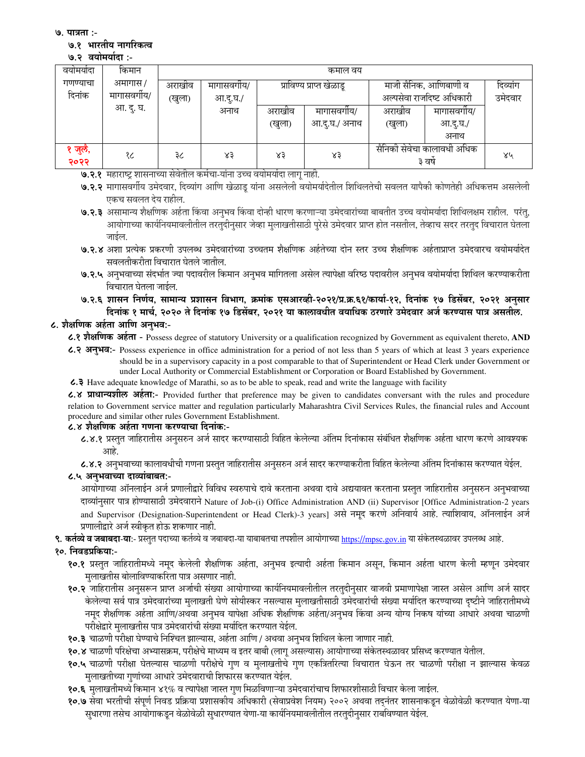**७. पात्रता :-**

**७.१ भारतीय नागरिकत्व**

**७.२ वयोमर्यादा :-**

| वयोमर्यादा गणण्याचा दिनांक | किमान अमागास / मागासवर्गीय/ आ. दु. घ. | कमाल वय | | | | | | |
|---|---|---|---|---|---|---|---|---|
| | | अराखीव (खुला) | मागासवर्गीय/ आ.दु.घ./ अनाथ | प्राविण्य प्राप्त खेळाडू | | माजी सैनिक, आणिबाणी व अल्पसेवा राजदिष्ट अधिकारी | | दिव्यांग उमेदवार |
| | | | | अराखीव (खुला) | मागासवर्गीय/ आ.दु.घ./ अनाथ | अराखीव (खुला) | मागासवर्गीय/ आ.दु.घ./ अनाथ | |
| १ जुलै, २०२२ | १८ | ३८ | ४३ | ४३ | ४३ | सैनिकी सेवेचा कालावधी अधिक ३ वर्षे | | ४५ |

**७.२.१** महाराष्ट्र शासनाच्या सेवेतील कर्मचा-यांना उच्च वयोमर्यादा लागू नाही.

**७.२.२** मागासवर्गीय उमेदवार, दिव्यांग आणि खेळाडू यांना असलेली वयोमर्यादेतील शिथिलतेची सवलत यापैकी कोणतेही अधिकतम असलेली एकच सवलत देय राहील.

**७.२.३** असामान्य शैक्षणिक अर्हता किंवा अनुभव किंवा दोन्ही धारण करणाऱ्या उमेदवारांच्या बाबतीत उच्च वयोमर्यादा शिथिलक्षम राहील. परंतु, आयोगाच्या कार्यनियमावलीतील तरतुदीनुसार जेव्हा मुलाखतीसाठी पुरेसे उमेदवार प्राप्त होत नसतील, तेव्हाच सदर तरतुद विचारात घेतला जाईल.

**७.२.४** अशा प्रत्येक प्रकरणी उपलब्ध उमेदवारांच्या उच्चतम शैक्षणिक अर्हतेच्या दोन स्तर उच्च शैक्षणिक अर्हताप्राप्त उमेदवारच वयोमर्यादेत सवलतीकरीता विचारात घेतले जातील.

**७.२.५** अनुभवाच्या संदर्भात ज्या पदावरील किमान अनुभव मागितला असेल त्यापेक्षा वरिष्ठ पदावरील अनुभव वयोमर्यादा शिथिल करण्याकरीता विचारात घेतला जाईल.

**७.२.६ शासन निर्णय, सामान्य प्रशासन विभाग, क्रमांक एसआरव्ही-२०२१/प्र.क्र.६१/कार्या-१२, दिनांक १७ डिसेंबर, २०२१ अनुसार दिनांक १ मार्च, २०२० ते दिनांक १७ डिसेंबर, २०२१ या कालावधीत वयाधिक ठरणारे उमेदवार अर्ज करण्यास पात्र असतील.**

**८. शैक्षणिक अर्हता आणि अनुभव:-**

**८.१ शैक्षणिक अर्हता** - Possess degree of statutory University or a qualification recognized by Government as equivalent thereto, **AND**

**८.२ अनुभव:-** Possess experience in office administration for a period of not less than 5 years of which at least 3 years experience should be in a supervisory capacity in a post comparable to that of Superintendent or Head Clerk under Government or under Local Authority or Commercial Establishment or Corporation or Board Established by Government.

**८.३** Have adequate knowledge of Marathi, so as to be able to speak, read and write the language with facility

**८.४ प्राधान्यशील अर्हता:-** Provided further that preference may be given to candidates conversant with the rules and procedure relation to Government service matter and regulation particularly Maharashtra Civil Services Rules, the financial rules and Account procedure and similar other rules Government Establishment.

**८.४ शैक्षणिक अर्हता गणना करण्याचा दिनांक:-**

८.४.१ प्रस्तुत जाहिरातीस अनुसरुन अर्ज सादर करण्यासाठी विहित केलेल्या अंतिम दिनांकास संबंधित शैक्षणिक अर्हता धारण करणे आवश्यक आहे.

८.४.२ अनुभवाच्या कालावधीची गणना प्रस्तुत जाहिरातीस अनुसरुन अर्ज सादर करण्याकरीता विहित केलेल्या अंतिम दिनांकास करण्यात येईल.

**८.५ अनुभवाच्या दाव्यांबाबत:-**

आयोगाच्या ऑनलाईन अर्ज प्रणालीद्वारे विविध स्वरुपाचे दावे करताना अथवा दावे अद्ययावत करताना प्रस्तुत जाहिरातीस अनुसरुन अनुभवाच्या दाव्यांनुसार पात्र होण्यासाठी उमेदवाराने Nature of Job-(i) Office Administration AND (ii) Supervisor [Office Administration-2 years and Supervisor (Designation-Superintendent or Head Clerk)-3 years] असे नमूद करणे अनिवार्य आहे. त्याशिवाय, ऑनलाईन अर्ज प्रणालीद्वारे अर्ज स्वीकृत होऊ शकणार नाही.

**९. कर्तव्ये व जबाबदा-या:**- प्रस्तुत पदाच्या कर्तव्ये व जबाबदा-या याबाबतचा तपशील आयोगाच्या https://mpsc.gov.in या संकेतस्थळावर उपलब्ध आहे.

**१०. निवडप्रकिया:-**

**१०.१** प्रस्तुत जाहिरातीमध्ये नमूद केलेली शैक्षणिक अर्हता, अनुभव इत्यादी अर्हता किमान असून, किमान अर्हता धारण केली म्हणून उमेदवार मुलाखतीस बोलाविण्याकरिता पात्र असणार नाही.

**१०.२** जाहिरातीस अनुसरून प्राप्त अर्जाची संख्या आयोगाच्या कार्यनियमावलीतील तरतुदीनुसार वाजवी प्रमाणापेक्षा जास्त असेल आणि अर्ज सादर केलेल्या सर्व पात्र उमेदवारांच्या मुलाखती घेणे सोयीस्कर नसल्यास मुलाखतीसाठी उमेदवारांची संख्या मर्यादित करण्याच्या दृष्टीने जाहिरातीमध्ये नमूद शैक्षणिक अर्हता आणि/अथवा अनुभव यापेक्षा अधिक शैक्षणिक अर्हता/अनुभव किंवा अन्य योग्य निकष यांच्या आधारे अथवा चाळणी परीक्षेद्वारे मुलाखतीस पात्र उमेदवारांची संख्या मर्यादित करण्यात येईल.

**१०.३** चाळणी परीक्षा घेण्याचे निश्चित झाल्यास, अर्हता आणि / अथवा अनुभव शिथिल केला जाणार नाही.

**१०.४** चाळणी परिक्षेचा अभ्यासक्रम, परीक्षेचे माध्यम व इतर बाबी (लागू असल्यास) आयोगाच्या संकेतस्थळावर प्रसिध्द करण्यात येतील.

**१०.५** चाळणी परीक्षा घेतल्यास चाळणी परीक्षेचे गुण व मुलाखतीचे गुण एकत्रितरित्या विचारात घेऊन तर चाळणी परीक्षा न झाल्यास केवळ मुलाखतीच्या गुणांच्या आधारे उमेदवाराची शिफारस करण्यात येईल.

**१०.६** मुलाखतीमध्ये किमान ४१% व त्यापेक्षा जास्त गुण मिळविणाऱ्या उमेदवारांचाच शिफारशीसाठी विचार केला जाईल.

**१०.७** सेवा भरतीची संपूर्ण निवड प्रक्रिया प्रशासकीय अधिकारी (सेवाप्रवेश नियम) २००२ अथवा तद्नंतर शासनाकडून वेळोवेळी करण्यात येणा-या सुधारणा तसेच आयोगाकडून वेळोवेळी सुधारण्यात येणा-या कार्यनियमावलीतील तरतुदीनुसार राबविण्यात येईल.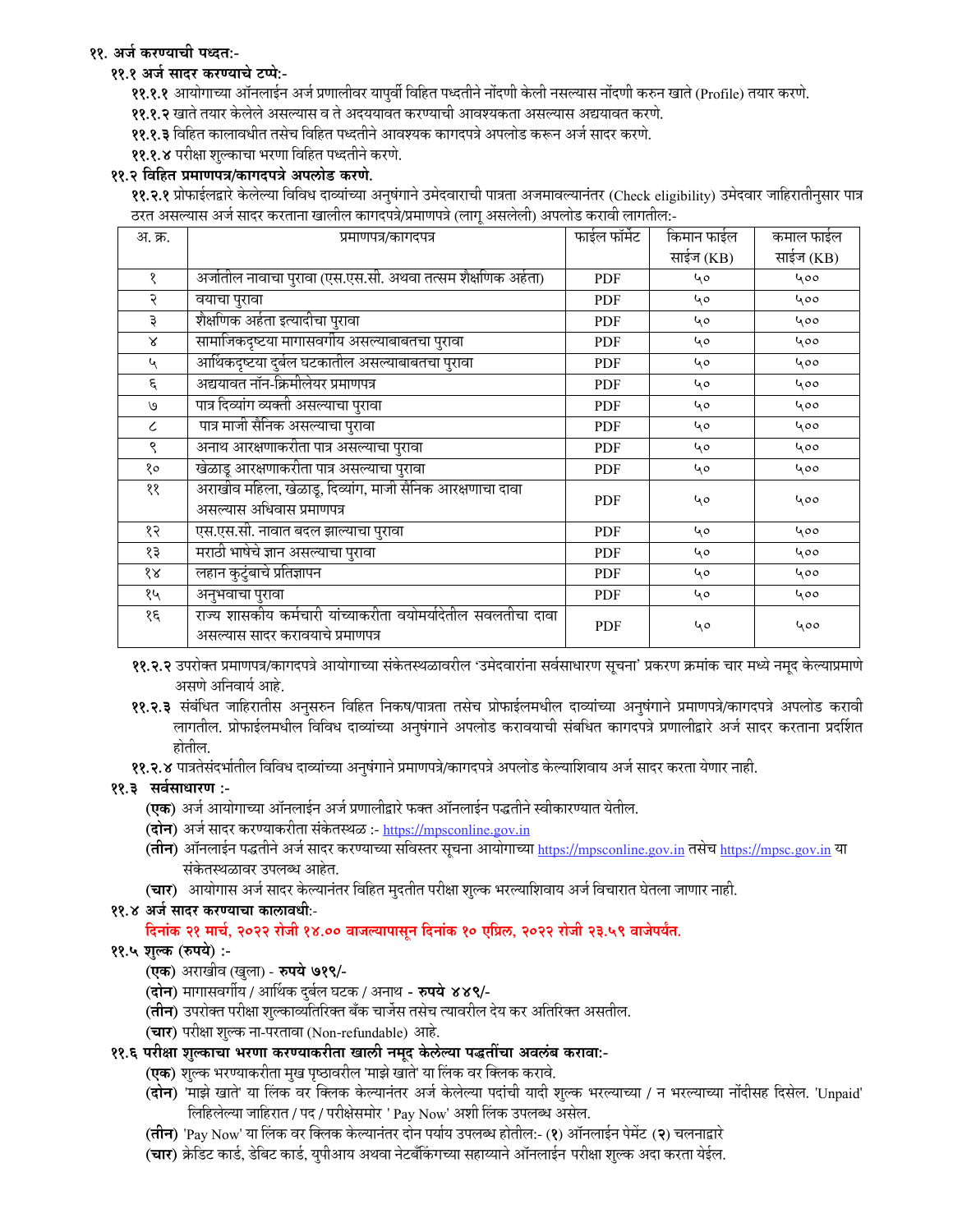## ११. अर्ज करण्याची पध्दत:-

### ११.१ अर्ज सादर करण्याचे टप्पे:-

**११.१.१** आयोगाच्या ऑनलाईन अर्ज प्रणालीवर यापुर्वी विहित पध्दतीने नोंदणी केली नसल्यास नोंदणी करुन खाते (Profile) तयार करणे.

**११.१.२** खाते तयार केलेले असल्यास व ते अदययावत करण्याची आवश्यकता असल्यास अद्ययावत करणे.

**११.१.३** विहित कालावधीत तसेच विहित पध्दतीने आवश्यक कागदपत्रे अपलोड करून अर्ज सादर करणे.

**११.१.४** परीक्षा शुल्काचा भरणा विहित पध्दतीने करणे.

### ११.२ विहित प्रमाणपत्र/कागदपत्रे अपलोड करणे.

**११.२.१** प्रोफाईलद्वारे केलेल्या विविध दाव्यांच्या अनुषंगाने उमेदवाराची पात्रता अजमावल्यानंतर (Check eligibility) उमेदवार जाहिरातीनुसार पात्र ठरत असल्यास अर्ज सादर करताना खालील कागदपत्रे/प्रमाणपत्रे (लागू असलेली) अपलोड करावी लागतील:-

| अ. क्र. | प्रमाणपत्र/कागदपत्र | फाईल फॉर्मेट | किमान फाईल साईज (KB) | कमाल फाईल साईज (KB) |
|---|---|---|---|---|
| १ | अर्जातील नावाचा पुरावा (एस.एस.सी. अथवा तत्सम शैक्षणिक अर्हता) | PDF | ५० | ५०० |
| २ | वयाचा पुरावा | PDF | ५० | ५०० |
| ३ | शैक्षणिक अर्हता इत्यादीचा पुरावा | PDF | ५० | ५०० |
| ४ | सामाजिकदृष्टया मागासवर्गीय असल्याबाबतचा पुरावा | PDF | ५० | ५०० |
| ५ | आर्थिकदृष्टया दुर्बल घटकातील असल्याबाबतचा पुरावा | PDF | ५० | ५०० |
| ६ | अद्ययावत नॉन-क्रिमीलेयर प्रमाणपत्र | PDF | ५० | ५०० |
| ७ | पात्र दिव्यांग व्यक्ती असल्याचा पुरावा | PDF | ५० | ५०० |
| ८ | पात्र माजी सैनिक असल्याचा पुरावा | PDF | ५० | ५०० |
| ९ | अनाथ आरक्षणाकरीता पात्र असल्याचा पुरावा | PDF | ५० | ५०० |
| १० | खेळाडू आरक्षणाकरीता पात्र असल्याचा पुरावा | PDF | ५० | ५०० |
| ११ | अराखीव महिला, खेळाडू, दिव्यांग, माजी सैनिक आरक्षणाचा दावा असल्यास अधिवास प्रमाणपत्र | PDF | ५० | ५०० |
| १२ | एस.एस.सी. नावात बदल झाल्याचा पुरावा | PDF | ५० | ५०० |
| १३ | मराठी भाषेचे ज्ञान असल्याचा पुरावा | PDF | ५० | ५०० |
| १४ | लहान कुटुंबाचे प्रतिज्ञापन | PDF | ५० | ५०० |
| १५ | अनुभवाचा पुरावा | PDF | ५० | ५०० |
| १६ | राज्य शासकीय कर्मचारी यांच्याकरीता वयोमर्यादेतील सवलतीचा दावा असल्यास सादर करावयाचे प्रमाणपत्र | PDF | ५० | ५०० |

**११.२.२** उपरोक्त प्रमाणपत्र/कागदपत्रे आयोगाच्या संकेतस्थळावरील 'उमेदवारांना सर्वसाधारण सूचना' प्रकरण क्रमांक चार मध्ये नमूद केल्याप्रमाणे असणे अनिवार्य आहे.

**११.२.३** संबंधित जाहिरातीस अनुसरुन विहित निकष/पात्रता तसेच प्रोफाईलमधील दाव्यांच्या अनुषंगाने प्रमाणपत्रे/कागदपत्रे अपलोड करावी लागतील. प्रोफाईलमधील विविध दाव्यांच्या अनुषंगाने अपलोड करावयाची संबंधित कागदपत्रे प्रणालीद्वारे अर्ज सादर करताना प्रदर्शित होतील.

**११.२.४** पात्रतेसंदर्भातील विविध दाव्यांच्या अनुषंगाने प्रमाणपत्रे/कागदपत्रे अपलोड केल्याशिवाय अर्ज सादर करता येणार नाही.

### ११.३ सर्वसाधारण :-

**(एक)** अर्ज आयोगाच्या ऑनलाईन अर्ज प्रणालीद्वारे फक्त ऑनलाईन पद्धतीने स्वीकारण्यात येतील.

**(दोन)** अर्ज सादर करण्याकरीता संकेतस्थळ :- https://mpsconline.gov.in

**(तीन)** ऑनलाईन पद्धतीने अर्ज सादर करण्याच्या सविस्तर सूचना आयोगाच्या https://mpsconline.gov.in तसेच https://mpsc.gov.in या संकेतस्थळावर उपलब्ध आहेत.

**(चार)** आयोगास अर्ज सादर केल्यानंतर विहित मुदतीत परीक्षा शुल्क भरल्याशिवाय अर्ज विचारात घेतला जाणार नाही.

### ११.४ अर्ज सादर करण्याचा कालावधी:-

**दिनांक २१ मार्च, २०२२ रोजी १४.०० वाजल्यापासून दिनांक १० एप्रिल, २०२२ रोजी २३.५९ वाजेपर्यंत.**

### ११.५ शुल्क (रुपये) :-

**(एक)** अराखीव (खुला) - **रुपये ७१९/-**

**(दोन)** मागासवर्गीय / आर्थिक दुर्बल घटक / अनाथ - **रुपये ४४९/-**

**(तीन)** उपरोक्त परीक्षा शुल्काव्यतिरिक्त बँक चार्जेस तसेच त्यावरील देय कर अतिरिक्त असतील.

**(चार)** परीक्षा शुल्क ना-परतावा (Non-refundable) आहे.

### ११.६ परीक्षा शुल्काचा भरणा करण्याकरीता खाली नमूद केलेल्या पद्धतींचा अवलंब करावा:-

**(एक)** शुल्क भरण्याकरीता मुख पृष्ठावरील 'माझे खाते' या लिंक वर क्लिक करावे.

**(दोन)** 'माझे खाते' या लिंक वर क्लिक केल्यानंतर अर्ज केलेल्या पदांची यादी शुल्क भरल्याच्या / न भरल्याच्या नोंदीसह दिसेल. 'Unpaid' लिहिलेल्या जाहिरात / पद / परीक्षेसमोर ' Pay Now' अशी लिंक उपलब्ध असेल.

**(तीन)** 'Pay Now' या लिंक वर क्लिक केल्यानंतर दोन पर्याय उपलब्ध होतील:- (**१**) ऑनलाईन पेमेंट (**२**) चलनाद्वारे

**(चार)** क्रेडिट कार्ड, डेबिट कार्ड, युपीआय अथवा नेटबँकिंगच्या सहाय्याने ऑनलाईन परीक्षा शुल्क अदा करता येईल.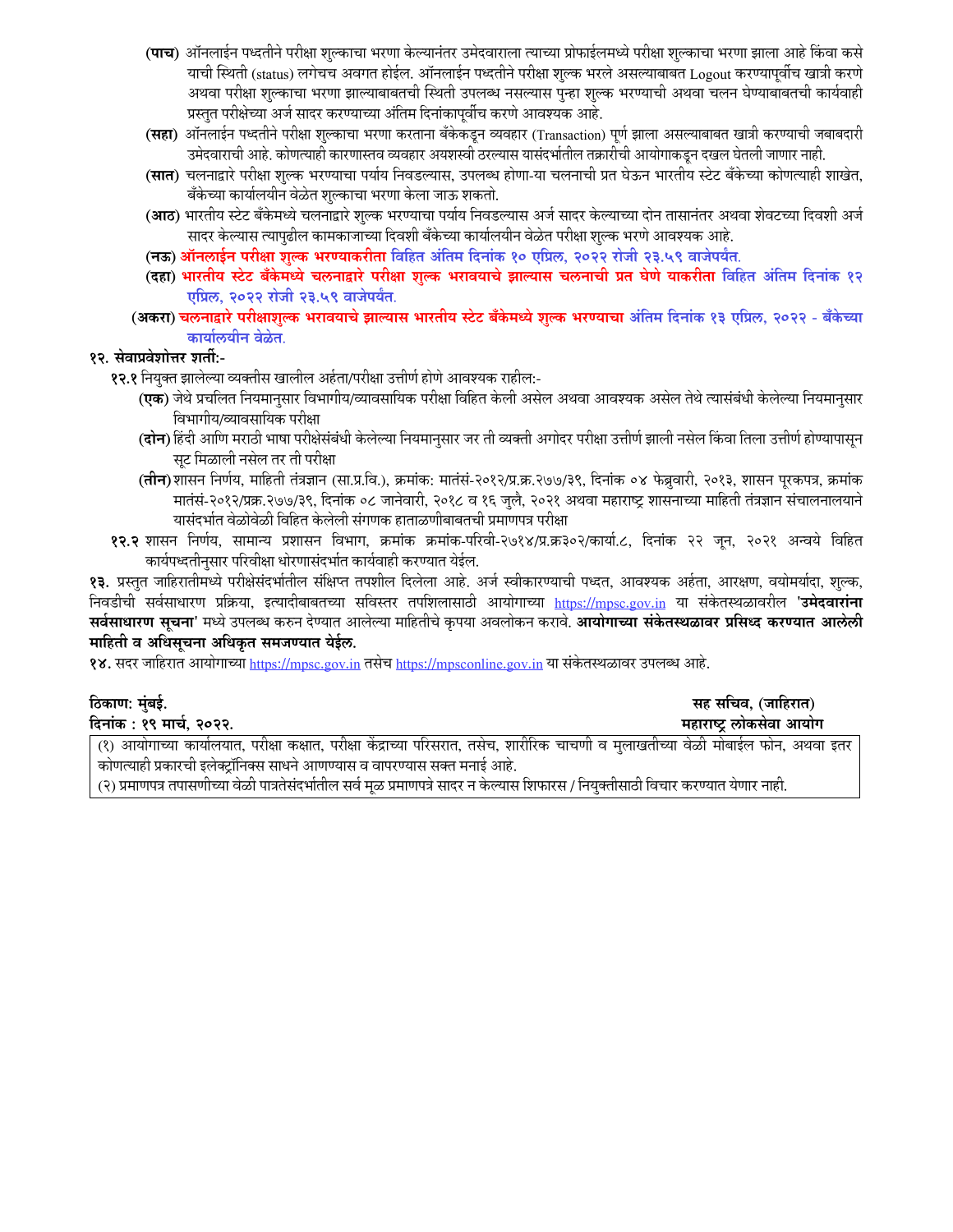**(पाच)** ऑनलाईन पध्दतीने परीक्षा शुल्काचा भरणा केल्यानंतर उमेदवाराला त्याच्या प्रोफाईलमध्ये परीक्षा शुल्काचा भरणा झाला आहे किंवा कसे याची स्थिती (status) लगेचच अवगत होईल. ऑनलाईन पध्दतीने परीक्षा शुल्क भरले असल्याबाबत Logout करण्यापूर्वीच खात्री करणे अथवा परीक्षा शुल्काचा भरणा झाल्याबाबतची स्थिती उपलब्ध नसल्यास पुन्हा शुल्क भरण्याची अथवा चलन घेण्याबाबतची कार्यवाही प्रस्तुत परीक्षेच्या अर्ज सादर करण्याच्या अंतिम दिनांकापूर्वीच करणे आवश्यक आहे.

**(सहा)** ऑनलाईन पध्दतीने परीक्षा शुल्काचा भरणा करताना बँकेकडून व्यवहार (Transaction) पूर्ण झाला असल्याबाबत खात्री करण्याची जबाबदारी उमेदवाराची आहे. कोणत्याही कारणास्तव व्यवहार अयशस्वी ठरल्यास यासंदर्भातील तक्रारीची आयोगाकडून दखल घेतली जाणार नाही.

**(सात)** चलनाद्वारे परीक्षा शुल्क भरण्याचा पर्याय निवडल्यास, उपलब्ध होणा-या चलनाची प्रत घेऊन भारतीय स्टेट बँकेच्या कोणत्याही शाखेत, बँकेच्या कार्यालयीन वेळेत शुल्काचा भरणा केला जाऊ शकतो.

**(आठ)** भारतीय स्टेट बँकेमध्ये चलनाद्वारे शुल्क भरण्याचा पर्याय निवडल्यास अर्ज सादर केल्याच्या दोन तासानंतर अथवा शेवटच्या दिवशी अर्ज सादर केल्यास त्यापुढील कामकाजाच्या दिवशी बँकेच्या कार्यालयीन वेळेत परीक्षा शुल्क भरणे आवश्यक आहे.

**(नऊ)** **ऑनलाईन परीक्षा शुल्क भरण्याकरीता विहित अंतिम दिनांक १० एप्रिल, २०२२ रोजी २३.५९ वाजेपर्यंत.**

**(दहा)** **भारतीय स्टेट बँकेमध्ये चलनाद्वारे परीक्षा शुल्क भरावयाचे झाल्यास चलनाची प्रत घेणे याकरीता विहित अंतिम दिनांक १२ एप्रिल, २०२२ रोजी २३.५९ वाजेपर्यंत.**

**(अकरा)** **चलनाद्वारे परीक्षाशुल्क भरावयाचे झाल्यास भारतीय स्टेट बँकेमध्ये शुल्क भरण्याचा अंतिम दिनांक १३ एप्रिल, २०२२ - बँकेच्या कार्यालयीन वेळेत.**

**१२. सेवाप्रवेशोत्तर शर्ती:-**

**१२.१** नियुक्त झालेल्या व्यक्तीस खालील अर्हता/परीक्षा उत्तीर्ण होणे आवश्यक राहील:-

**(एक)** जेथे प्रचलित नियमानुसार विभागीय/व्यावसायिक परीक्षा विहित केली असेल अथवा आवश्यक असेल तेथे त्यासंबंधी केलेल्या नियमानुसार विभागीय/व्यावसायिक परीक्षा

**(दोन)** हिंदी आणि मराठी भाषा परीक्षेसंबंधी केलेल्या नियमानुसार जर ती व्यक्ती अगोदर परीक्षा उत्तीर्ण झाली नसेल किंवा तिला उत्तीर्ण होण्यापासून सूट मिळाली नसेल तर ती परीक्षा

**(तीन)** शासन निर्णय, माहिती तंत्रज्ञान (सा.प्र.वि.), क्रमांक: मातंसं-२०१२/प्र.क्र.२७७/३९, दिनांक ०४ फेब्रुवारी, २०१३, शासन पूरकपत्र, क्रमांक मातंसं-२०१२/प्रक्र.२७७/३९, दिनांक ०८ जानेवारी, २०१८ व १६ जुलै, २०२१ अथवा महाराष्ट्र शासनाच्या माहिती तंत्रज्ञान संचालनालयाने यासंदर्भात वेळोवेळी विहित केलेली संगणक हाताळणीबाबतची प्रमाणपत्र परीक्षा

**१२.२** शासन निर्णय, सामान्य प्रशासन विभाग, क्रमांक क्रमांक-परिवी-२७१४/प्र.क्र३०२/कार्या.८, दिनांक २२ जून, २०२१ अन्वये विहित कार्यपध्दतीनुसार परिवीक्षा धोरणासंदर्भात कार्यवाही करण्यात येईल.

**१३.** प्रस्तुत जाहिरातीमध्ये परीक्षेसंदर्भातील संक्षिप्त तपशील दिलेला आहे. अर्ज स्वीकारण्याची पध्दत, आवश्यक अर्हता, आरक्षण, वयोमर्यादा, शुल्क, निवडीची सर्वसाधारण प्रक्रिया, इत्यादीबाबतच्या सविस्तर तपशिलासाठी आयोगाच्या https://mpsc.gov.in या संकेतस्थळावरील **'उमेदवारांना सर्वसाधारण सूचना'** मध्ये उपलब्ध करुन देण्यात आलेल्या माहितीचे कृपया अवलोकन करावे. **आयोगाच्या संकेतस्थळावर प्रसिध्द करण्यात आलेली माहिती व अधिसूचना अधिकृत समजण्यात येईल.**

**१४.** सदर जाहिरात आयोगाच्या https://mpsc.gov.in तसेच https://mpsconline.gov.in या संकेतस्थळावर उपलब्ध आहे.

**ठिकाण: मुंबई.**
**दिनांक : १९ मार्च, २०२२.**

**सह सचिव, (जाहिरात)**
**महाराष्ट्र लोकसेवा आयोग**

(१) आयोगाच्या कार्यालयात, परीक्षा कक्षात, परीक्षा केंद्राच्या परिसरात, तसेच, शारीरिक चाचणी व मुलाखतीच्या वेळी मोबाईल फोन, अथवा इतर कोणत्याही प्रकारची इलेक्ट्रॉनिक्स साधने आणण्यास व वापरण्यास सक्त मनाई आहे.

(२) प्रमाणपत्र तपासणीच्या वेळी पात्रतेसंदर्भातील सर्व मूळ प्रमाणपत्रे सादर न केल्यास शिफारस / नियुक्तीसाठी विचार करण्यात येणार नाही.